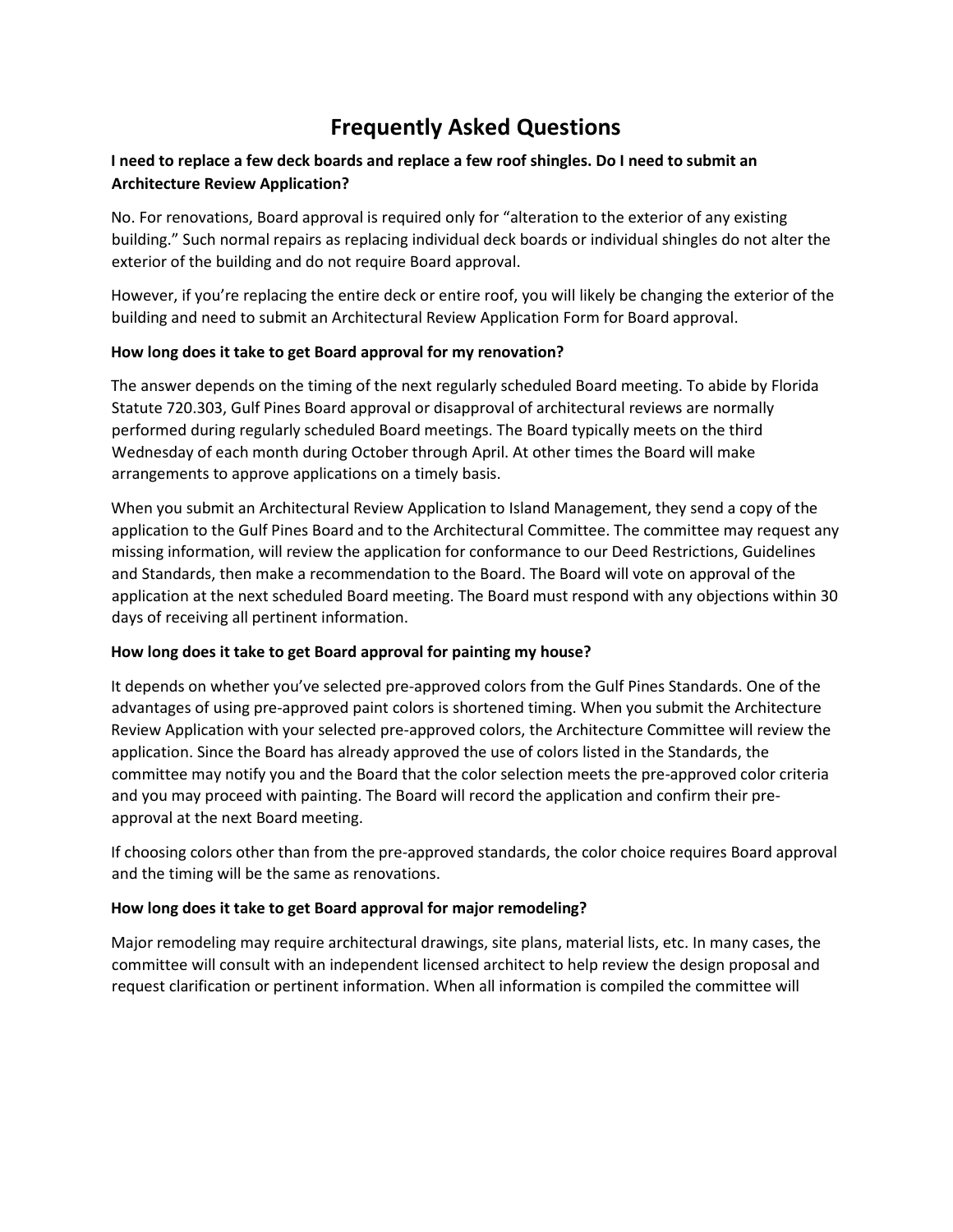# Frequently Asked Questions

**I need to replace a few deck boards and replace a few roof shingles. Do I need to submit an Architecture Review Application?**

No. For renovations, Board approval is required only for "alteration to the exterior of any existing building." Such normal repairs as replacing individual deck boards or individual shingles do not alter the exterior of the building and do not require Board approval.

However, if you're replacing the entire deck or entire roof, you will likely be changing the exterior of the building and need to submit an Architectural Review Application Form for Board approval.

**How long does it take to get Board approval for my renovation?**

The answer depends on the timing of the next regularly scheduled Board meeting. To abide by Florida Statute 720.303, Gulf Pines Board approval or disapproval of architectural reviews are normally performed during regularly scheduled Board meetings. The Board typically meets on the third Wednesday of each month during October through April. At other times the Board will make arrangements to approve applications on a timely basis.

When you submit an Architectural Review Application to Island Management, they send a copy of the application to the Gulf Pines Board and to the Architectural Committee. The committee may request any missing information, will review the application for conformance to our Deed Restrictions, Guidelines and Standards, then make a recommendation to the Board. The Board will vote on approval of the application at the next scheduled Board meeting. The Board must respond with any objections within 30 days of receiving all pertinent information.

**How long does it take to get Board approval for painting my house?**

It depends on whether you've selected pre-approved colors from the Gulf Pines Standards. One of the advantages of using pre-approved paint colors is shortened timing. When you submit the Architecture Review Application with your selected pre-approved colors, the Architecture Committee will review the application. Since the Board has already approved the use of colors listed in the Standards, the committee may notify you and the Board that the color selection meets the pre-approved color criteria and you may proceed with painting. The Board will record the application and confirm their pre-approval at the next Board meeting.

If choosing colors other than from the pre-approved standards, the color choice requires Board approval and the timing will be the same as renovations.

**How long does it take to get Board approval for major remodeling?**

Major remodeling may require architectural drawings, site plans, material lists, etc. In many cases, the committee will consult with an independent licensed architect to help review the design proposal and request clarification or pertinent information. When all information is compiled the committee will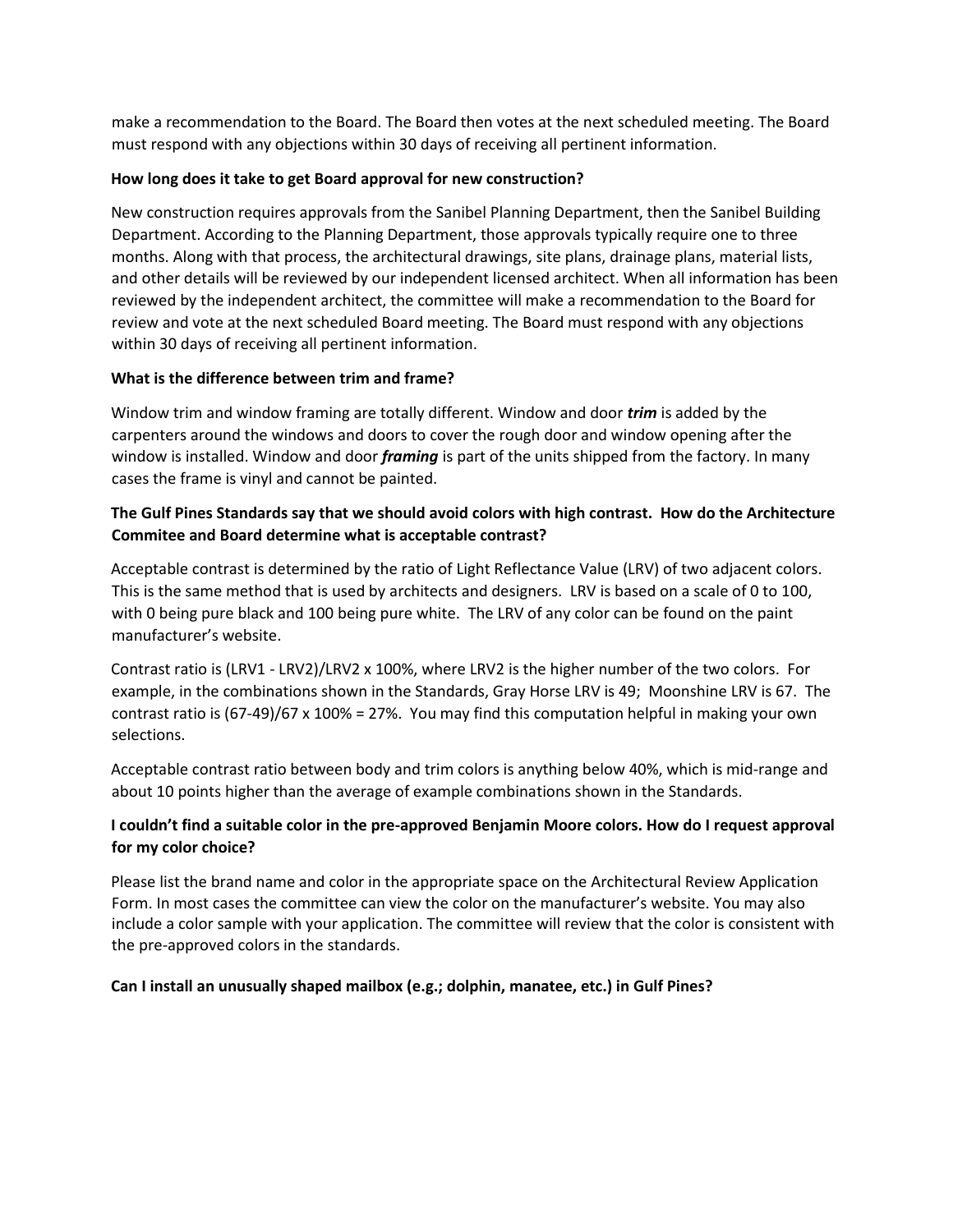make a recommendation to the Board. The Board then votes at the next scheduled meeting. The Board must respond with any objections within 30 days of receiving all pertinent information.

**How long does it take to get Board approval for new construction?**

New construction requires approvals from the Sanibel Planning Department, then the Sanibel Building Department. According to the Planning Department, those approvals typically require one to three months. Along with that process, the architectural drawings, site plans, drainage plans, material lists, and other details will be reviewed by our independent licensed architect. When all information has been reviewed by the independent architect, the committee will make a recommendation to the Board for review and vote at the next scheduled Board meeting. The Board must respond with any objections within 30 days of receiving all pertinent information.

**What is the difference between trim and frame?**

Window trim and window framing are totally different. Window and door ***trim*** is added by the carpenters around the windows and doors to cover the rough door and window opening after the window is installed. Window and door ***framing*** is part of the units shipped from the factory. In many cases the frame is vinyl and cannot be painted.

**The Gulf Pines Standards say that we should avoid colors with high contrast. How do the Architecture Commitee and Board determine what is acceptable contrast?**

Acceptable contrast is determined by the ratio of Light Reflectance Value (LRV) of two adjacent colors. This is the same method that is used by architects and designers. LRV is based on a scale of 0 to 100, with 0 being pure black and 100 being pure white. The LRV of any color can be found on the paint manufacturer's website.

Contrast ratio is $(LRV1 - LRV2)/LRV2 \times 100\%$, where LRV2 is the higher number of the two colors. For example, in the combinations shown in the Standards, Gray Horse LRV is 49; Moonshine LRV is 67. The contrast ratio is $(67-49)/67 \times 100\% = 27\%$. You may find this computation helpful in making your own selections.

Acceptable contrast ratio between body and trim colors is anything below 40%, which is mid-range and about 10 points higher than the average of example combinations shown in the Standards.

**I couldn't find a suitable color in the pre-approved Benjamin Moore colors. How do I request approval for my color choice?**

Please list the brand name and color in the appropriate space on the Architectural Review Application Form. In most cases the committee can view the color on the manufacturer's website. You may also include a color sample with your application. The committee will review that the color is consistent with the pre-approved colors in the standards.

**Can I install an unusually shaped mailbox (e.g.; dolphin, manatee, etc.) in Gulf Pines?**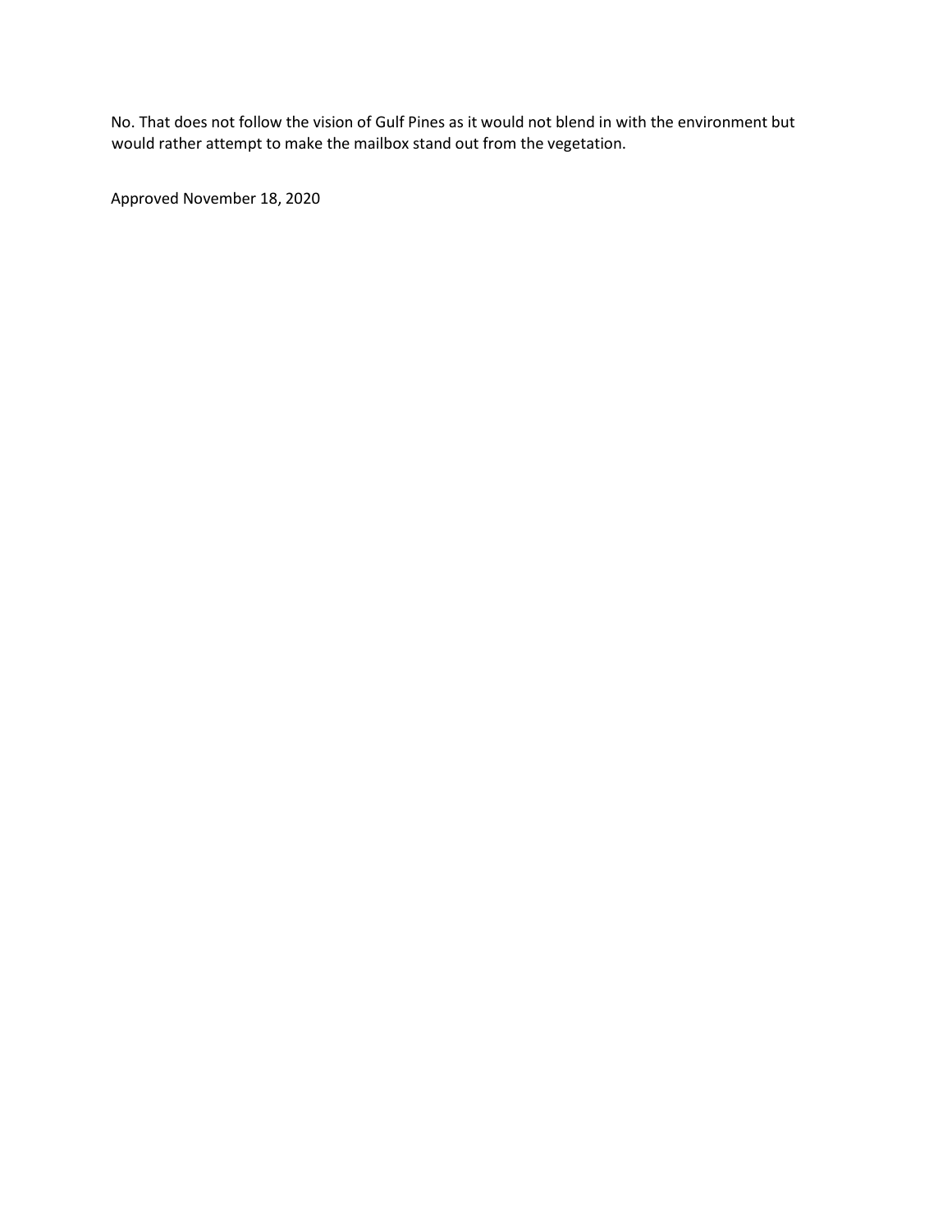No. That does not follow the vision of Gulf Pines as it would not blend in with the environment but would rather attempt to make the mailbox stand out from the vegetation.

Approved November 18, 2020